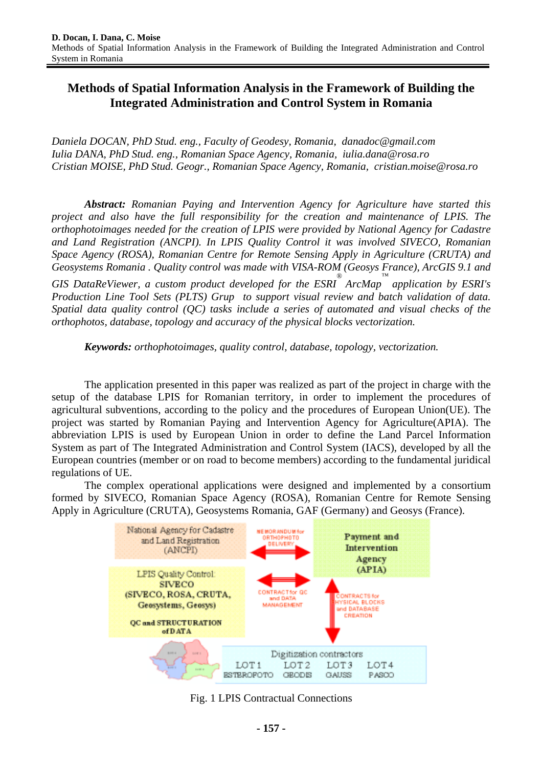# Methods of Spatial Information Analysis in the Framework of Building the Integrated Administration and Control System in Romania

*Daniela DOCAN, PhD Stud. eng., Faculty of Geodesy, Romania, danadoc@gmail.com*
*Iulia DANA, PhD Stud. eng., Romanian Space Agency, Romania, iulia.dana@rosa.ro*
*Cristian MOISE, PhD Stud. Geogr., Romanian Space Agency, Romania, cristian.moise@rosa.ro*

***Abstract:*** *Romanian Paying and Intervention Agency for Agriculture have started this project and also have the full responsibility for the creation and maintenance of LPIS. The orthophotoimages needed for the creation of LPIS were provided by National Agency for Cadastre and Land Registration (ANCPI). In LPIS Quality Control it was involved SIVECO, Romanian Space Agency (ROSA), Romanian Centre for Remote Sensing Apply in Agriculture (CRUTA) and Geosystems Romania . Quality control was made with VISA-ROM (Geosys France), ArcGIS 9.1 and GIS DataReViewer, a custom product developed for the ESRI® ArcMap™ application by ESRI's Production Line Tool Sets (PLTS) Grup to support visual review and batch validation of data. Spatial data quality control (QC) tasks include a series of automated and visual checks of the orthophotos, database, topology and accuracy of the physical blocks vectorization.*

***Keywords:*** *orthophotoimages, quality control, database, topology, vectorization.*

The application presented in this paper was realized as part of the project in charge with the setup of the database LPIS for Romanian territory, in order to implement the procedures of agricultural subventions, according to the policy and the procedures of European Union(UE). The project was started by Romanian Paying and Intervention Agency for Agriculture(APIA). The abbreviation LPIS is used by European Union in order to define the Land Parcel Information System as part of The Integrated Administration and Control System (IACS), developed by all the European countries (member or on road to become members) according to the fundamental juridical regulations of UE.

The complex operational applications were designed and implemented by a consortium formed by SIVECO, Romanian Space Agency (ROSA), Romanian Centre for Remote Sensing Apply in Agriculture (CRUTA), Geosystems Romania, GAF (Germany) and Geosys (France).

Fig. 1 LPIS Contractual Connections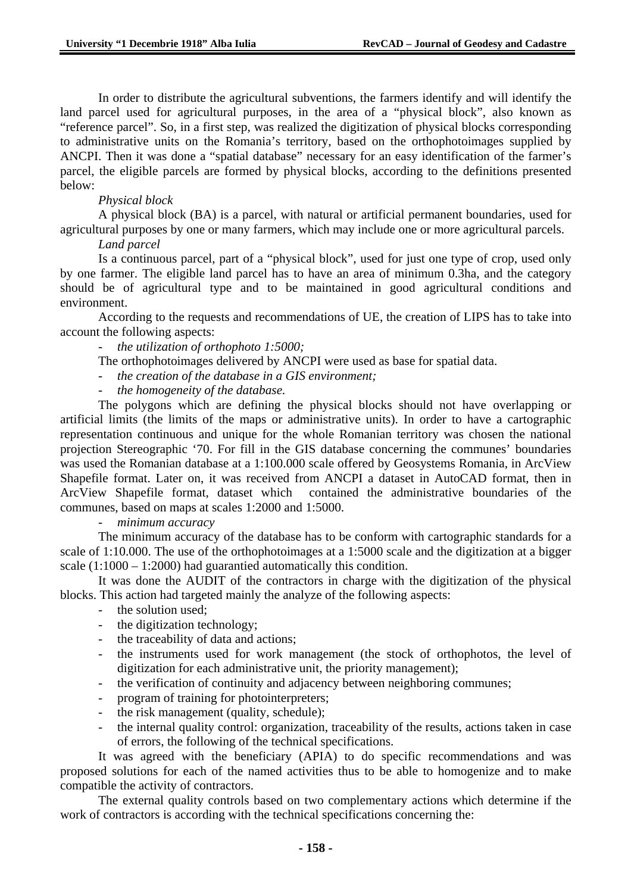In order to distribute the agricultural subventions, the farmers identify and will identify the land parcel used for agricultural purposes, in the area of a "physical block", also known as "reference parcel". So, in a first step, was realized the digitization of physical blocks corresponding to administrative units on the Romania's territory, based on the orthophotoimages supplied by ANCPI. Then it was done a "spatial database" necessary for an easy identification of the farmer's parcel, the eligible parcels are formed by physical blocks, according to the definitions presented below:

*Physical block*

A physical block (BA) is a parcel, with natural or artificial permanent boundaries, used for agricultural purposes by one or many farmers, which may include one or more agricultural parcels.

*Land parcel*

Is a continuous parcel, part of a "physical block", used for just one type of crop, used only by one farmer. The eligible land parcel has to have an area of minimum 0.3ha, and the category should be of agricultural type and to be maintained in good agricultural conditions and environment.

According to the requests and recommendations of UE, the creation of LIPS has to take into account the following aspects:

- *the utilization of orthophoto 1:5000;*

The orthophotoimages delivered by ANCPI were used as base for spatial data.

- *the creation of the database in a GIS environment;*
- *the homogeneity of the database.*

The polygons which are defining the physical blocks should not have overlapping or artificial limits (the limits of the maps or administrative units). In order to have a cartographic representation continuous and unique for the whole Romanian territory was chosen the national projection Stereographic '70. For fill in the GIS database concerning the communes' boundaries was used the Romanian database at a 1:100.000 scale offered by Geosystems Romania, in ArcView Shapefile format. Later on, it was received from ANCPI a dataset in AutoCAD format, then in ArcView Shapefile format, dataset which contained the administrative boundaries of the communes, based on maps at scales 1:2000 and 1:5000.

- *minimum accuracy*

The minimum accuracy of the database has to be conform with cartographic standards for a scale of 1:10.000. The use of the orthophotoimages at a 1:5000 scale and the digitization at a bigger scale (1:1000 – 1:2000) had guarantied automatically this condition.

It was done the AUDIT of the contractors in charge with the digitization of the physical blocks. This action had targeted mainly the analyze of the following aspects:

- the solution used;
- the digitization technology;
- the traceability of data and actions;
- the instruments used for work management (the stock of orthophotos, the level of digitization for each administrative unit, the priority management);
- the verification of continuity and adjacency between neighboring communes;
- program of training for photointerpreters;
- the risk management (quality, schedule);
- the internal quality control: organization, traceability of the results, actions taken in case of errors, the following of the technical specifications.

It was agreed with the beneficiary (APIA) to do specific recommendations and was proposed solutions for each of the named activities thus to be able to homogenize and to make compatible the activity of contractors.

The external quality controls based on two complementary actions which determine if the work of contractors is according with the technical specifications concerning the: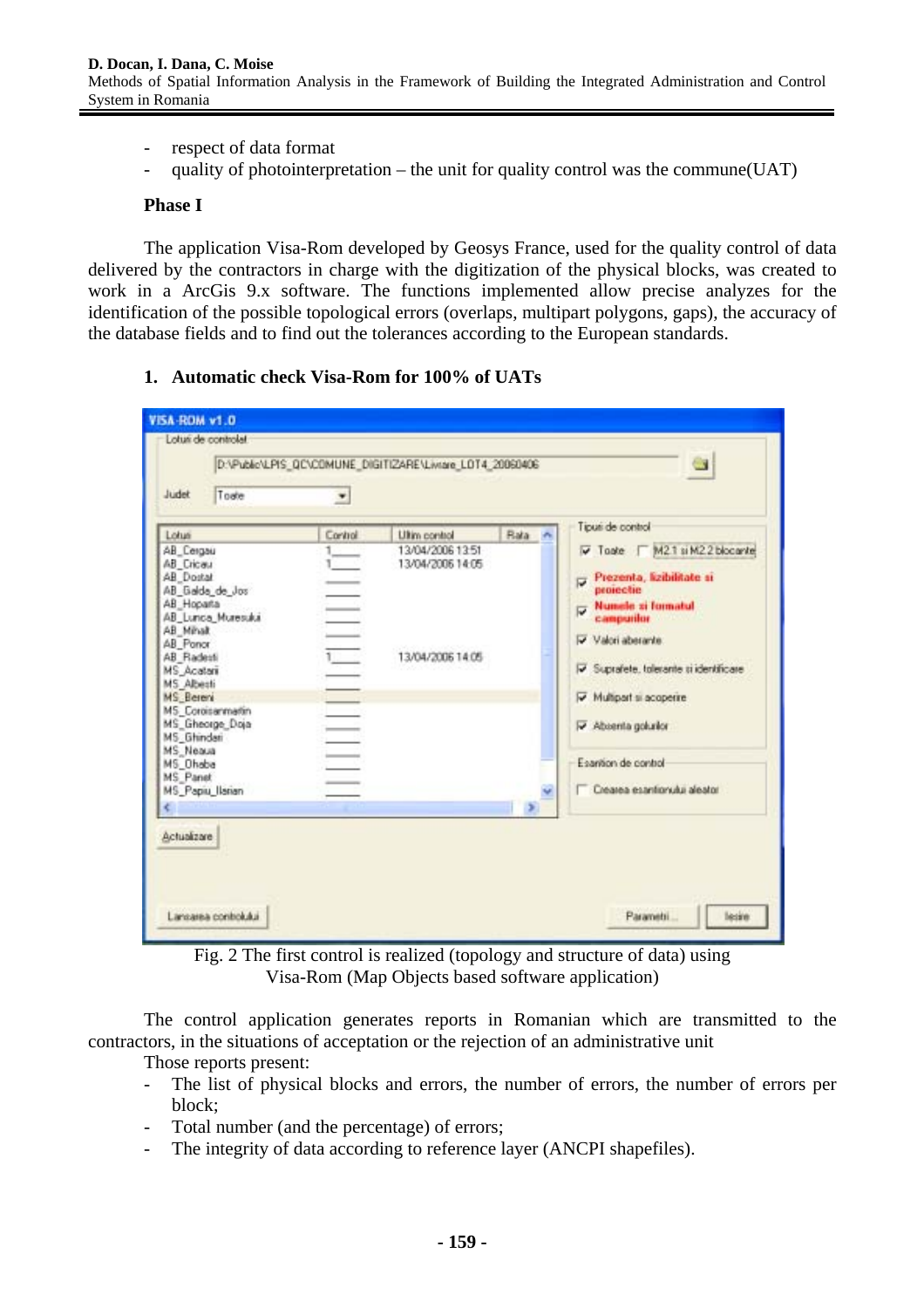- respect of data format
- quality of photointerpretation – the unit for quality control was the commune(UAT)

**Phase I**

The application Visa-Rom developed by Geosys France, used for the quality control of data delivered by the contractors in charge with the digitization of the physical blocks, was created to work in a ArcGis 9.x software. The functions implemented allow precise analyzes for the identification of the possible topological errors (overlaps, multipart polygons, gaps), the accuracy of the database fields and to find out the tolerances according to the European standards.

**1. Automatic check Visa-Rom for 100% of UATs**

Fig. 2 The first control is realized (topology and structure of data) using Visa-Rom (Map Objects based software application)

The control application generates reports in Romanian which are transmitted to the contractors, in the situations of acceptation or the rejection of an administrative unit

Those reports present:

- The list of physical blocks and errors, the number of errors, the number of errors per block;
- Total number (and the percentage) of errors;
- The integrity of data according to reference layer (ANCPI shapefiles).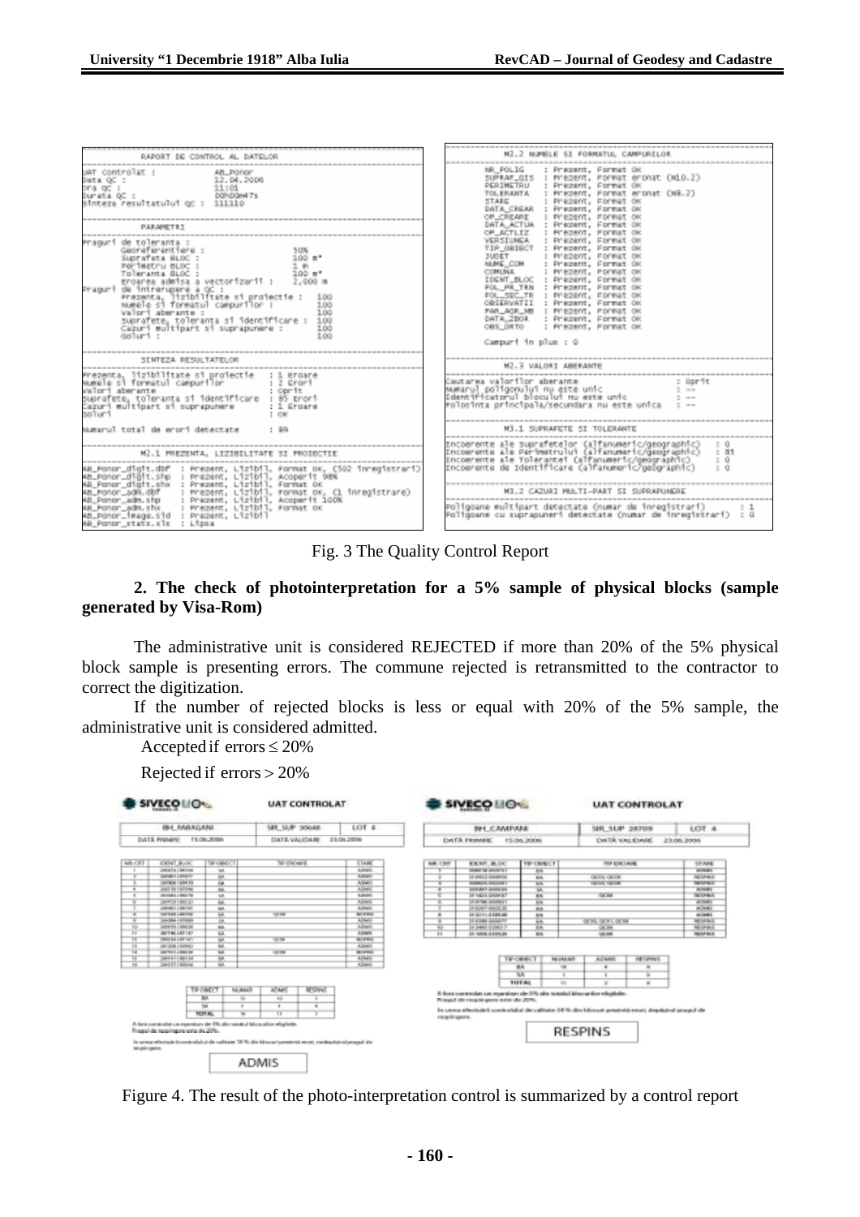```
RAPORT DE CONTROL AL DATELOR

UAT controlat :              AB_Ponor
Data QC :                    12.04.2006
Ora QC :                     11:01
Durata QC :                  00h00m47s
Sinteza rezultatului QC :    111110

PARAMETRI

Praguri de toleranta :
    Georeferentiere :                     10%
    Suprafata BLOC :                      100 m²
    Perimetru BLOC :                      1 m
    Toleranta BLOC :                      100 m²
    Eroarea admisa a vectorizarii :       1,000 m
Praguri de intrerupere a QC :
    Prezenta, lizibilitate si proiectie :   100
    Numele si formatul campurilor :         100
    Valori aberante :                       100
    Suprafete, toleranta si identificare :  100
    Cazuri multipart si suprapunere :       100
    Goluri :                                100

SINTEZA REZULTATELOR

Prezenta, lizibilitate si proiectie      : 1 Eroare
Numele si formatul campurilor            : 2 Erori
Valori aberante                          : Oprit
Suprafete, toleranta si identificare     : 85 Erori
Cazuri multipart si suprapunere          : 1 Eroare
Goluri                                   : OK

Numarul total de erori detectate         : 89

M1.1 PREZENTA, LIZIBILITATE SI PROIECTIE

AB_Ponor_digit.dbf  : Prezent, Lizibil, Format OK, (502 inregistrari)
AB_Ponor_digit.shp  : Prezent, Lizibil, Acoperit 98%
AB_Ponor_digit.shx  : Prezent, Lizibil, Format OK
AB_Ponor_adm.dbf    : Prezent, Lizibil, Format OK, (1 inregistrare)
AB_Ponor_adm.shp    : Prezent, Lizibil, Acoperit 100%
AB_Ponor_adm.shx    : Prezent, Lizibil, Format OK
AB_Ponor_image.sid  : Prezent, Lizibil
AB_Ponor_stats.xls  : Lipsa
```

```
M1.2 NUMELE SI FORMATUL CAMPURILOR

NR_POLIG     : Prezent, Format OK
SUPRAF_GIS   : Prezent, Format eronat (N10.2)
PERIMETRU    : Prezent, Format OK
TOLERANTA    : Prezent, Format eronat (N8.2)
STARE        : Prezent, Format OK
DATA_CREAR   : Prezent, Format OK
OP_CREARE    : Prezent, Format OK
DATA_ACTUA   : Prezent, Format OK
OP_ACTLIZ    : Prezent, Format OK
VERSIUNEA    : Prezent, Format OK
TIP_OBIECT   : Prezent, Format OK
JUDET        : Prezent, Format OK
NUME_COM     : Prezent, Format OK
COMUNA       : Prezent, Format OK
IDENT_BLOC   : Prezent, Format OK
FOL_PR_TRN   : Prezent, Format OK
FOL_SEC_TR   : Prezent, Format OK
OBSERVATII   : Prezent, Format OK
PAR_AGR_NB   : Prezent, Format OK
DATA_ZBOR    : Prezent, Format OK
OBS_ORTO     : Prezent, Format OK

Campuri in plus : 0

M2.3 VALORI ABERANTE

Cautarea valorilor aberante                                  : Oprit
Numarul poligonului nu este unic                             : --
Identificatorul blocului nu este unic                        : --
Folosinta principala/secundara nu este unica                 : --

M3.1 SUPRAFETE SI TOLERANTE

Incoerente ale suprafetelor (alfanumeric/geografic)          : 0
Incoerente ale Perimetrului (alfanumeric/geografic)          : 85
Incoerente ale Tolerantei (alfanumeric/geografic)            : 0
Incoerente de identificare (alfanumeric/geografic)           : 0

M3.2 CAZURI MULTI-PART SI SUPRAPUNERE

Poligoane multipart detectate (numar de inregistrari)        : 1
Poligoane cu suprapuneri detectate (numar de inregistrari)   : 0
```

Fig. 3 The Quality Control Report

**2. The check of photointerpretation for a 5% sample of physical blocks (sample generated by Visa-Rom)**

The administrative unit is considered REJECTED if more than 20% of the 5% physical block sample is presenting errors. The commune rejected is retransmitted to the contractor to correct the digitization.

If the number of rejected blocks is less or equal with 20% of the 5% sample, the administrative unit is considered admitted.

$$\text{Accepted if errors} \leq 20\%$$

$$\text{Rejected if errors} > 20\%$$

UAT CONTROLAT — BH_RABAGANI — SIR_SUP 30648 — LOT 4 — ADMIS

UAT CONTROLAT — BH_CAMPANI — SIR_SUP 28709 — LOT 4 — RESPINS

Figure 4. The result of the photo-interpretation control is summarized by a control report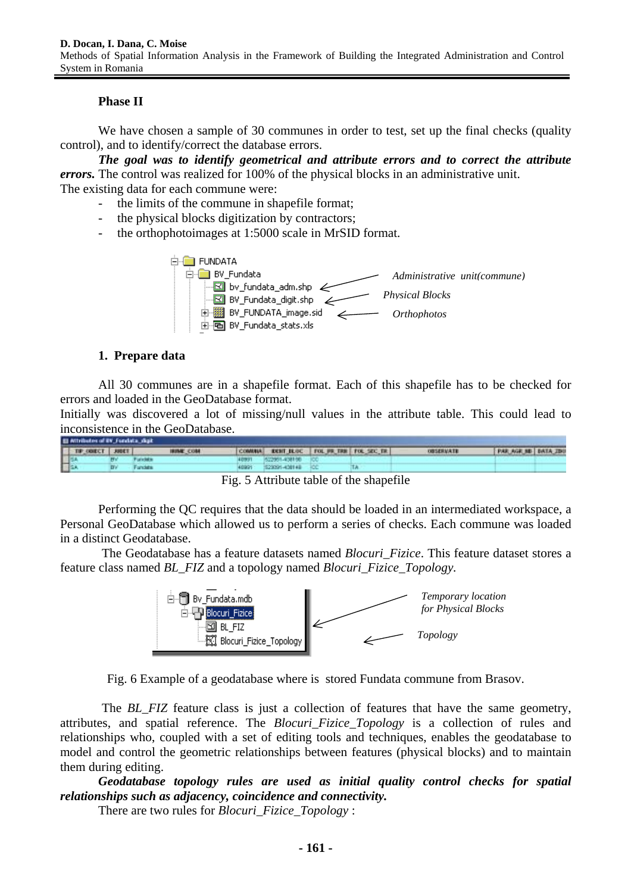**Phase II**

We have chosen a sample of 30 communes in order to test, set up the final checks (quality control), and to identify/correct the database errors.

***The goal was to identify geometrical and attribute errors and to correct the attribute errors.*** The control was realized for 100% of the physical blocks in an administrative unit.

The existing data for each commune were:

- the limits of the commune in shapefile format;
- the physical blocks digitization by contractors;
- the orthophotoimages at 1:5000 scale in MrSID format.

FUNDATA
BV_Fundata
bv_fundata_adm.shp — *Administrative unit(commune)*
BV_Fundata_digit.shp — *Physical Blocks*
BV_FUNDATA_image.sid — *Orthophotos*
BV_Fundata_stats.xls

**1. Prepare data**

All 30 communes are in a shapefile format. Each of this shapefile has to be checked for errors and loaded in the GeoDatabase format.

Initially was discovered a lot of missing/null values in the attribute table. This could lead to inconsistence in the GeoDatabase.

Fig. 5 Attribute table of the shapefile

Performing the QC requires that the data should be loaded in an intermediated workspace, a Personal GeoDatabase which allowed us to perform a series of checks. Each commune was loaded in a distinct Geodatabase.

The Geodatabase has a feature datasets named *Blocuri_Fizice*. This feature dataset stores a feature class named *BL_FIZ* and a topology named *Blocuri_Fizice_Topology.*

Bv_Fundata.mdb
Blocuri_Fizice — *Temporary location for Physical Blocks*
BL_FIZ
Blocuri_Fizice_Topology — *Topology*

Fig. 6 Example of a geodatabase where is stored Fundata commune from Brasov.

The *BL_FIZ* feature class is just a collection of features that have the same geometry, attributes, and spatial reference. The *Blocuri_Fizice_Topology* is a collection of rules and relationships who, coupled with a set of editing tools and techniques, enables the geodatabase to model and control the geometric relationships between features (physical blocks) and to maintain them during editing.

***Geodatabase topology rules are used as initial quality control checks for spatial relationships such as adjacency, coincidence and connectivity.***

There are two rules for *Blocuri_Fizice_Topology* :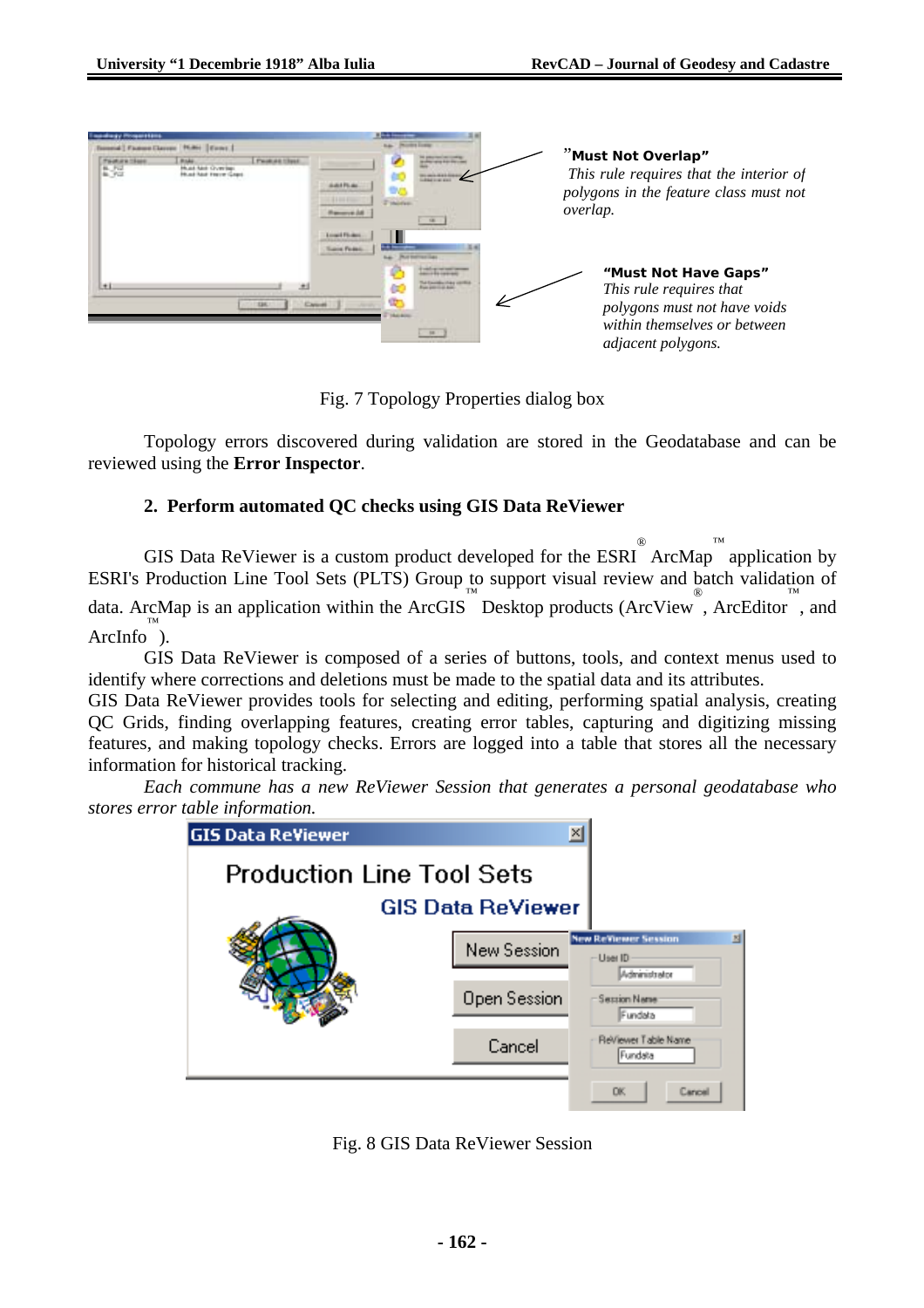"Must Not Overlap"
*This rule requires that the interior of polygons in the feature class must not overlap.*

"Must Not Have Gaps"
*This rule requires that polygons must not have voids within themselves or between adjacent polygons.*

Fig. 7 Topology Properties dialog box

Topology errors discovered during validation are stored in the Geodatabase and can be reviewed using the **Error Inspector**.

**2. Perform automated QC checks using GIS Data ReViewer**

GIS Data ReViewer is a custom product developed for the ESRI® ArcMap™ application by ESRI's Production Line Tool Sets (PLTS) Group to support visual review and batch validation of data. ArcMap is an application within the ArcGIS™ Desktop products (ArcView®, ArcEditor™, and ArcInfo™).

GIS Data ReViewer is composed of a series of buttons, tools, and context menus used to identify where corrections and deletions must be made to the spatial data and its attributes.

GIS Data ReViewer provides tools for selecting and editing, performing spatial analysis, creating QC Grids, finding overlapping features, creating error tables, capturing and digitizing missing features, and making topology checks. Errors are logged into a table that stores all the necessary information for historical tracking.

*Each commune has a new ReViewer Session that generates a personal geodatabase who stores error table information.*

Fig. 8 GIS Data ReViewer Session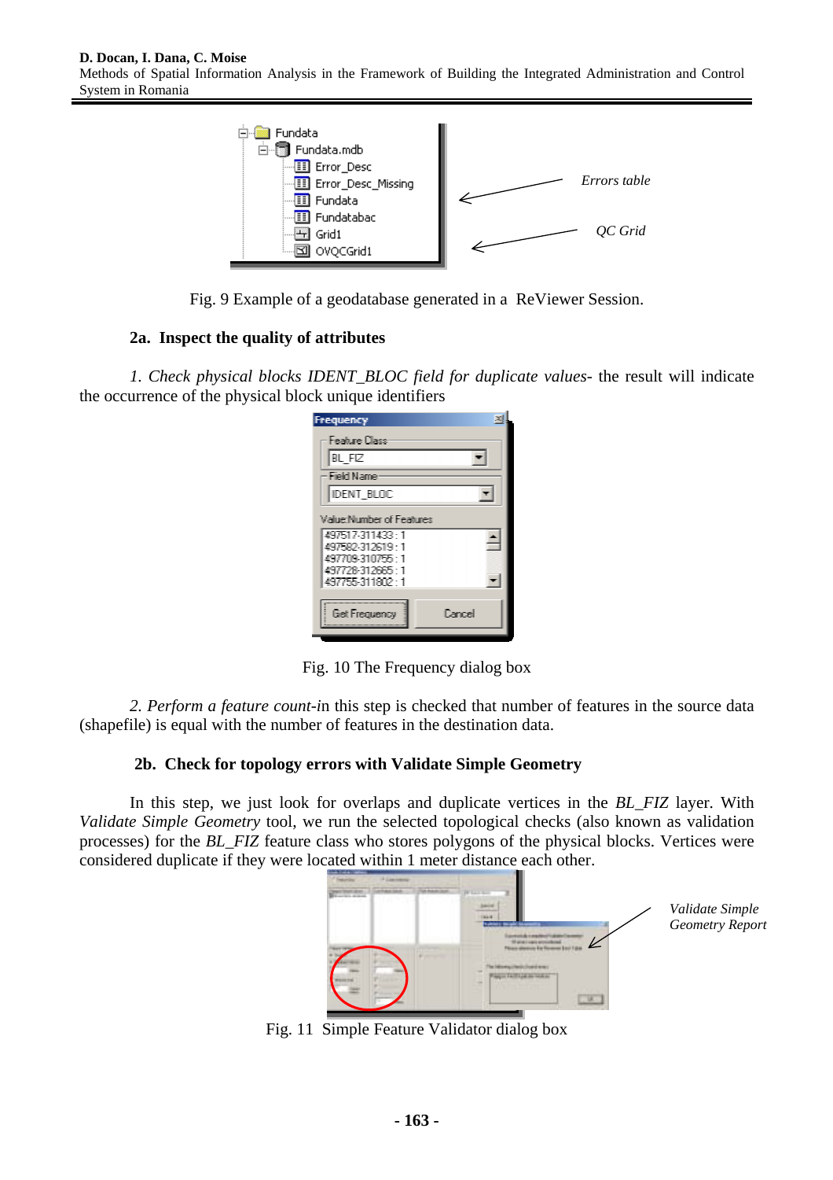Errors table

QC Grid

Fig. 9 Example of a geodatabase generated in a ReViewer Session.

### 2a. Inspect the quality of attributes

*1. Check physical blocks IDENT_BLOC field for duplicate values*- the result will indicate the occurrence of the physical block unique identifiers

Fig. 10 The Frequency dialog box

*2. Perform a feature count*-in this step is checked that number of features in the source data (shapefile) is equal with the number of features in the destination data.

### 2b. Check for topology errors with Validate Simple Geometry

In this step, we just look for overlaps and duplicate vertices in the *BL_FIZ* layer. With *Validate Simple Geometry* tool, we run the selected topological checks (also known as validation processes) for the *BL_FIZ* feature class who stores polygons of the physical blocks. Vertices were considered duplicate if they were located within 1 meter distance each other.

*Validate Simple Geometry Report*

Fig. 11 Simple Feature Validator dialog box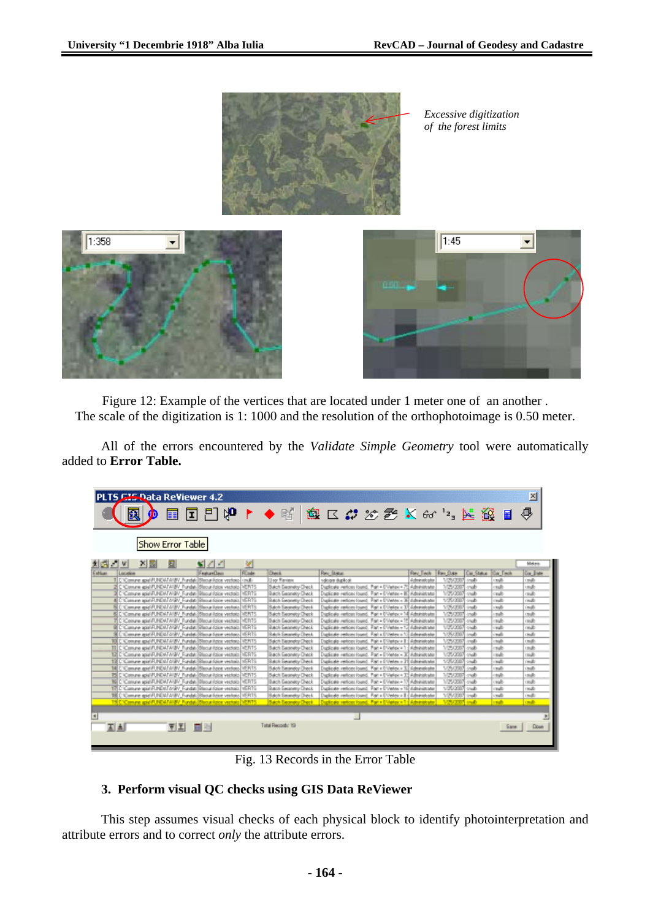*Excessive digitization of the forest limits*

Figure 12: Example of the vertices that are located under 1 meter one of an another .
The scale of the digitization is 1: 1000 and the resolution of the orthophotoimage is 0.50 meter.

All of the errors encountered by the *Validate Simple Geometry* tool were automatically added to **Error Table.**

Fig. 13 Records in the Error Table

### 3. Perform visual QC checks using GIS Data ReViewer

This step assumes visual checks of each physical block to identify photointerpretation and attribute errors and to correct *only* the attribute errors.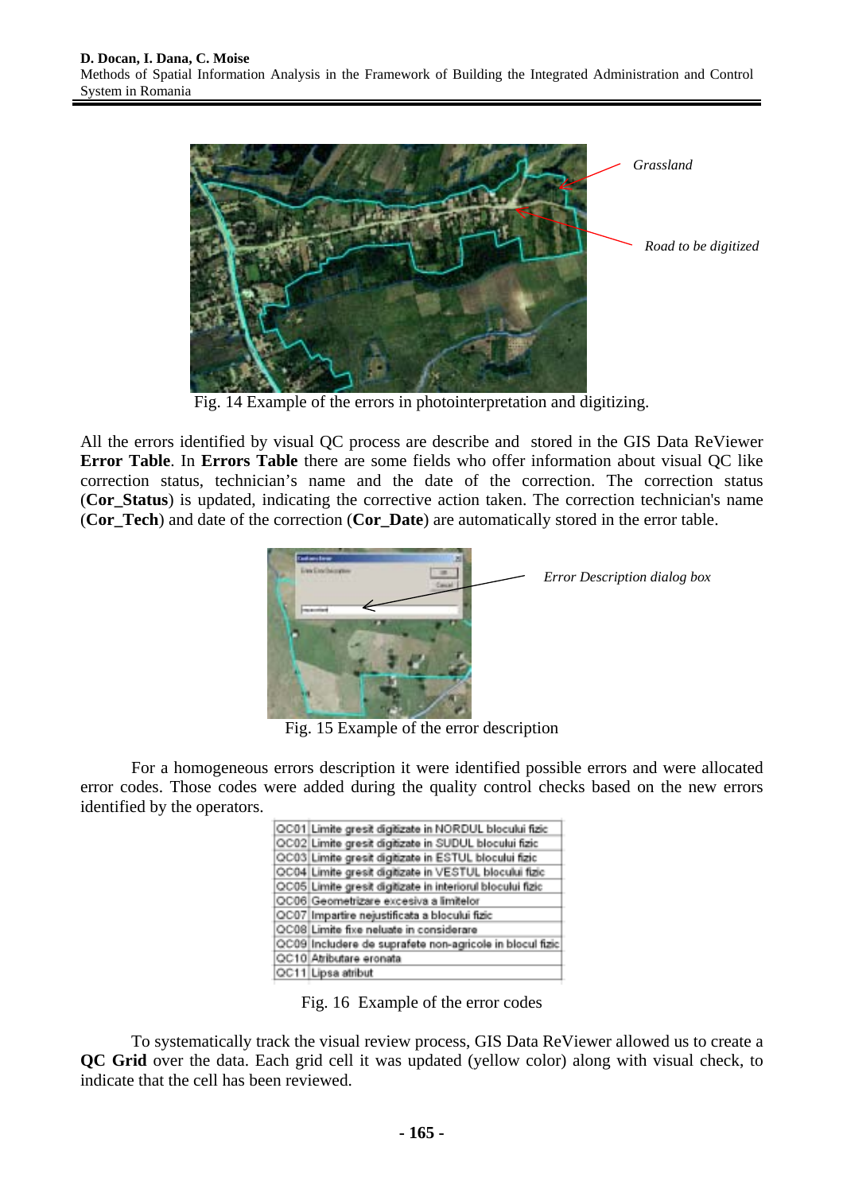Fig. 14 Example of the errors in photointerpretation and digitizing.

All the errors identified by visual QC process are describe and stored in the GIS Data ReViewer **Error Table**. In **Errors Table** there are some fields who offer information about visual QC like correction status, technician's name and the date of the correction. The correction status (**Cor_Status**) is updated, indicating the corrective action taken. The correction technician's name (**Cor_Tech**) and date of the correction (**Cor_Date**) are automatically stored in the error table.

Fig. 15 Example of the error description

For a homogeneous errors description it were identified possible errors and were allocated error codes. Those codes were added during the quality control checks based on the new errors identified by the operators.

| | |
|---|---|
| QC01 | Limite gresit digitizate in NORDUL blocului fizic |
| QC02 | Limite gresit digitizate in SUDUL blocului fizic |
| QC03 | Limite gresit digitizate in ESTUL blocului fizic |
| QC04 | Limite gresit digitizate in VESTUL blocului fizic |
| QC05 | Limite gresit digitizate in interiorul blocului fizic |
| QC06 | Geometrizare excesiva a limitelor |
| QC07 | Impartire nejustificata a blocului fizic |
| QC08 | Limite fixe neluate in considerare |
| QC09 | Includere de suprafete non-agricole in blocul fizic |
| QC10 | Atributare eronata |
| QC11 | Lipsa atribut |

Fig. 16 Example of the error codes

To systematically track the visual review process, GIS Data ReViewer allowed us to create a **QC Grid** over the data. Each grid cell it was updated (yellow color) along with visual check, to indicate that the cell has been reviewed.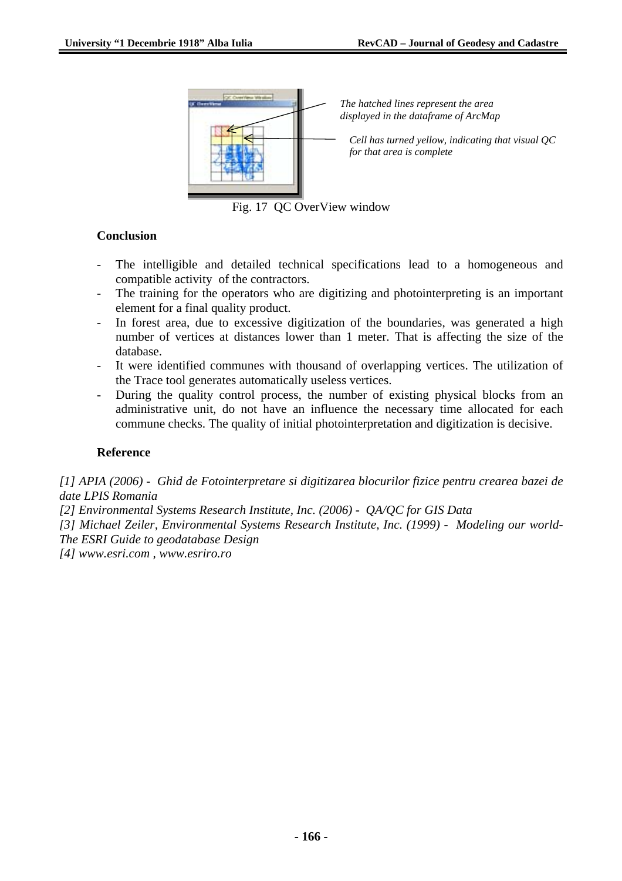The hatched lines represent the area displayed in the dataframe of ArcMap

Cell has turned yellow, indicating that visual QC for that area is complete

Fig. 17 QC OverView window

## Conclusion

- The intelligible and detailed technical specifications lead to a homogeneous and compatible activity of the contractors.
- The training for the operators who are digitizing and photointerpreting is an important element for a final quality product.
- In forest area, due to excessive digitization of the boundaries, was generated a high number of vertices at distances lower than 1 meter. That is affecting the size of the database.
- It were identified communes with thousand of overlapping vertices. The utilization of the Trace tool generates automatically useless vertices.
- During the quality control process, the number of existing physical blocks from an administrative unit, do not have an influence the necessary time allocated for each commune checks. The quality of initial photointerpretation and digitization is decisive.

## Reference

*[1] APIA (2006) - Ghid de Fotointerpretare si digitizarea blocurilor fizice pentru crearea bazei de date LPIS Romania*

*[2] Environmental Systems Research Institute, Inc. (2006) - QA/QC for GIS Data*

*[3] Michael Zeiler, Environmental Systems Research Institute, Inc. (1999) - Modeling our world- The ESRI Guide to geodatabase Design*

*[4] www.esri.com , www.esriro.ro*